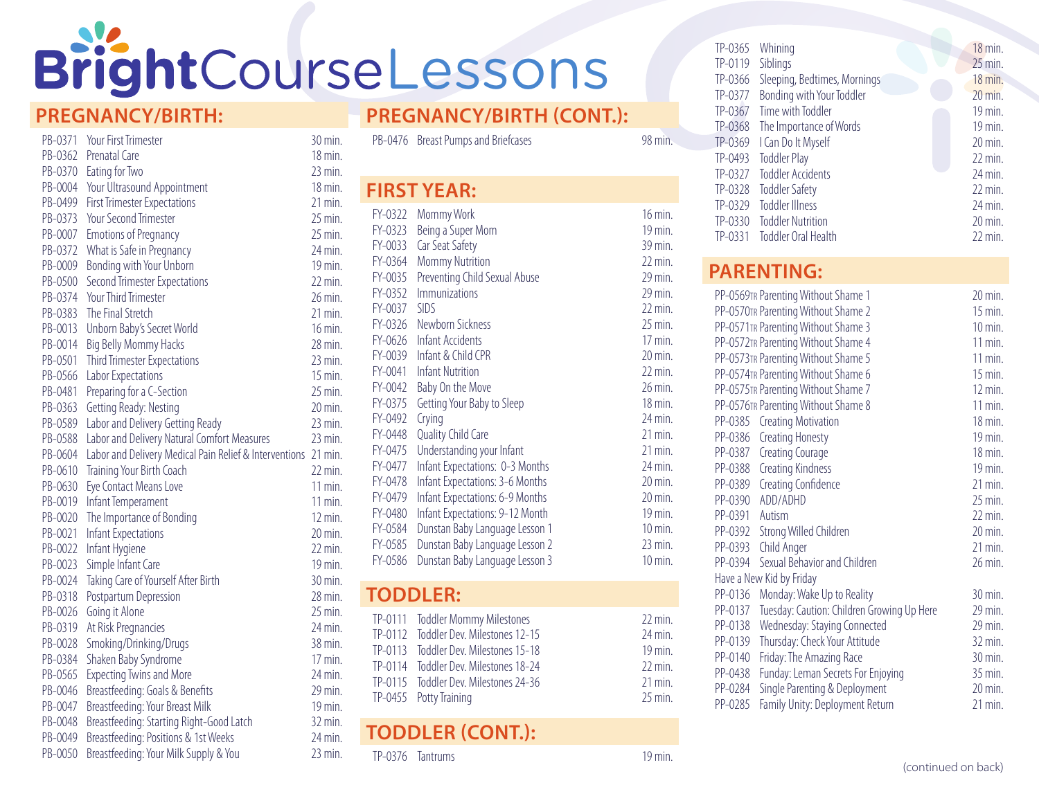# BrightCourseLessons

## PREGNANCY/BIRTH:

| Code | Title | Length |
|---|---|---|
| PB-0371 | Your First Trimester | 30 min. |
| PB-0362 | Prenatal Care | 18 min. |
| PB-0370 | Eating for Two | 23 min. |
| PB-0004 | Your Ultrasound Appointment | 18 min. |
| PB-0499 | First Trimester Expectations | 21 min. |
| PB-0373 | Your Second Trimester | 25 min. |
| PB-0007 | Emotions of Pregnancy | 25 min. |
| PB-0372 | What is Safe in Pregnancy | 24 min. |
| PB-0009 | Bonding with Your Unborn | 19 min. |
| PB-0500 | Second Trimester Expectations | 22 min. |
| PB-0374 | Your Third Trimester | 26 min. |
| PB-0383 | The Final Stretch | 21 min. |
| PB-0013 | Unborn Baby's Secret World | 16 min. |
| PB-0014 | Big Belly Mommy Hacks | 28 min. |
| PB-0501 | Third Trimester Expectations | 23 min. |
| PB-0566 | Labor Expectations | 15 min. |
| PB-0481 | Preparing for a C-Section | 25 min. |
| PB-0363 | Getting Ready: Nesting | 20 min. |
| PB-0589 | Labor and Delivery Getting Ready | 23 min. |
| PB-0588 | Labor and Delivery Natural Comfort Measures | 23 min. |
| PB-0604 | Labor and Delivery Medical Pain Relief & Interventions | 21 min. |
| PB-0610 | Training Your Birth Coach | 22 min. |
| PB-0630 | Eye Contact Means Love | 11 min. |
| PB-0019 | Infant Temperament | 11 min. |
| PB-0020 | The Importance of Bonding | 12 min. |
| PB-0021 | Infant Expectations | 20 min. |
| PB-0022 | Infant Hygiene | 22 min. |
| PB-0023 | Simple Infant Care | 19 min. |
| PB-0024 | Taking Care of Yourself After Birth | 30 min. |
| PB-0318 | Postpartum Depression | 28 min. |
| PB-0026 | Going it Alone | 25 min. |
| PB-0319 | At Risk Pregnancies | 24 min. |
| PB-0028 | Smoking/Drinking/Drugs | 38 min. |
| PB-0384 | Shaken Baby Syndrome | 17 min. |
| PB-0565 | Expecting Twins and More | 24 min. |
| PB-0046 | Breastfeeding: Goals & Benefits | 29 min. |
| PB-0047 | Breastfeeding: Your Breast Milk | 19 min. |
| PB-0048 | Breastfeeding: Starting Right-Good Latch | 32 min. |
| PB-0049 | Breastfeeding: Positions & 1st Weeks | 24 min. |
| PB-0050 | Breastfeeding: Your Milk Supply & You | 23 min. |

## PREGNANCY/BIRTH (CONT.):

| Code | Title | Length |
|---|---|---|
| PB-0476 | Breast Pumps and Briefcases | 98 min. |

## FIRST YEAR:

| Code | Title | Length |
|---|---|---|
| FY-0322 | Mommy Work | 16 min. |
| FY-0323 | Being a Super Mom | 19 min. |
| FY-0033 | Car Seat Safety | 39 min. |
| FY-0364 | Mommy Nutrition | 22 min. |
| FY-0035 | Preventing Child Sexual Abuse | 29 min. |
| FY-0352 | Immunizations | 29 min. |
| FY-0037 | SIDS | 22 min. |
| FY-0326 | Newborn Sickness | 25 min. |
| FY-0626 | Infant Accidents | 17 min. |
| FY-0039 | Infant & Child CPR | 20 min. |
| FY-0041 | Infant Nutrition | 22 min. |
| FY-0042 | Baby On the Move | 26 min. |
| FY-0375 | Getting Your Baby to Sleep | 18 min. |
| FY-0492 | Crying | 24 min. |
| FY-0448 | Quality Child Care | 21 min. |
| FY-0475 | Understanding your Infant | 21 min. |
| FY-0477 | Infant Expectations: 0-3 Months | 24 min. |
| FY-0478 | Infant Expectations: 3-6 Months | 20 min. |
| FY-0479 | Infant Expectations: 6-9 Months | 20 min. |
| FY-0480 | Infant Expectations: 9-12 Month | 19 min. |
| FY-0584 | Dunstan Baby Language Lesson 1 | 10 min. |
| FY-0585 | Dunstan Baby Language Lesson 2 | 23 min. |
| FY-0586 | Dunstan Baby Language Lesson 3 | 10 min. |

## TODDLER:

| Code | Title | Length |
|---|---|---|
| TP-0111 | Toddler Mommy Milestones | 22 min. |
| TP-0112 | Toddler Dev. Milestones 12-15 | 24 min. |
| TP-0113 | Toddler Dev. Milestones 15-18 | 19 min. |
| TP-0114 | Toddler Dev. Milestones 18-24 | 22 min. |
| TP-0115 | Toddler Dev. Milestones 24-36 | 21 min. |
| TP-0455 | Potty Training | 25 min. |

## TODDLER (CONT.):

| Code | Title | Length |
|---|---|---|
| TP-0376 | Tantrums | 19 min. |
| TP-0365 | Whining | 18 min. |
| TP-0119 | Siblings | 25 min. |
| TP-0366 | Sleeping, Bedtimes, Mornings | 18 min. |
| TP-0377 | Bonding with Your Toddler | 20 min. |
| TP-0367 | Time with Toddler | 19 min. |
| TP-0368 | The Importance of Words | 19 min. |
| TP-0369 | I Can Do It Myself | 20 min. |
| TP-0493 | Toddler Play | 22 min. |
| TP-0327 | Toddler Accidents | 24 min. |
| TP-0328 | Toddler Safety | 22 min. |
| TP-0329 | Toddler Illness | 24 min. |
| TP-0330 | Toddler Nutrition | 20 min. |
| TP-0331 | Toddler Oral Health | 22 min. |

## PARENTING:

| Code | Title | Length |
|---|---|---|
| PP-0569TR | Parenting Without Shame 1 | 20 min. |
| PP-0570TR | Parenting Without Shame 2 | 15 min. |
| PP-0571TR | Parenting Without Shame 3 | 10 min. |
| PP-0572TR | Parenting Without Shame 4 | 11 min. |
| PP-0573TR | Parenting Without Shame 5 | 11 min. |
| PP-0574TR | Parenting Without Shame 6 | 15 min. |
| PP-0575TR | Parenting Without Shame 7 | 12 min. |
| PP-0576TR | Parenting Without Shame 8 | 11 min. |
| PP-0385 | Creating Motivation | 18 min. |
| PP-0386 | Creating Honesty | 19 min. |
| PP-0387 | Creating Courage | 18 min. |
| PP-0388 | Creating Kindness | 19 min. |
| PP-0389 | Creating Confidence | 21 min. |
| PP-0390 | ADD/ADHD | 25 min. |
| PP-0391 | Autism | 22 min. |
| PP-0392 | Strong Willed Children | 20 min. |
| PP-0393 | Child Anger | 21 min. |
| PP-0394 | Sexual Behavior and Children | 26 min. |
| | Have a New Kid by Friday | |
| PP-0136 | Monday: Wake Up to Reality | 30 min. |
| PP-0137 | Tuesday: Caution: Children Growing Up Here | 29 min. |
| PP-0138 | Wednesday: Staying Connected | 29 min. |
| PP-0139 | Thursday: Check Your Attitude | 32 min. |
| PP-0140 | Friday: The Amazing Race | 30 min. |
| PP-0438 | Funday: Leman Secrets For Enjoying | 35 min. |
| PP-0284 | Single Parenting & Deployment | 20 min. |
| PP-0285 | Family Unity: Deployment Return | 21 min. |

(continued on back)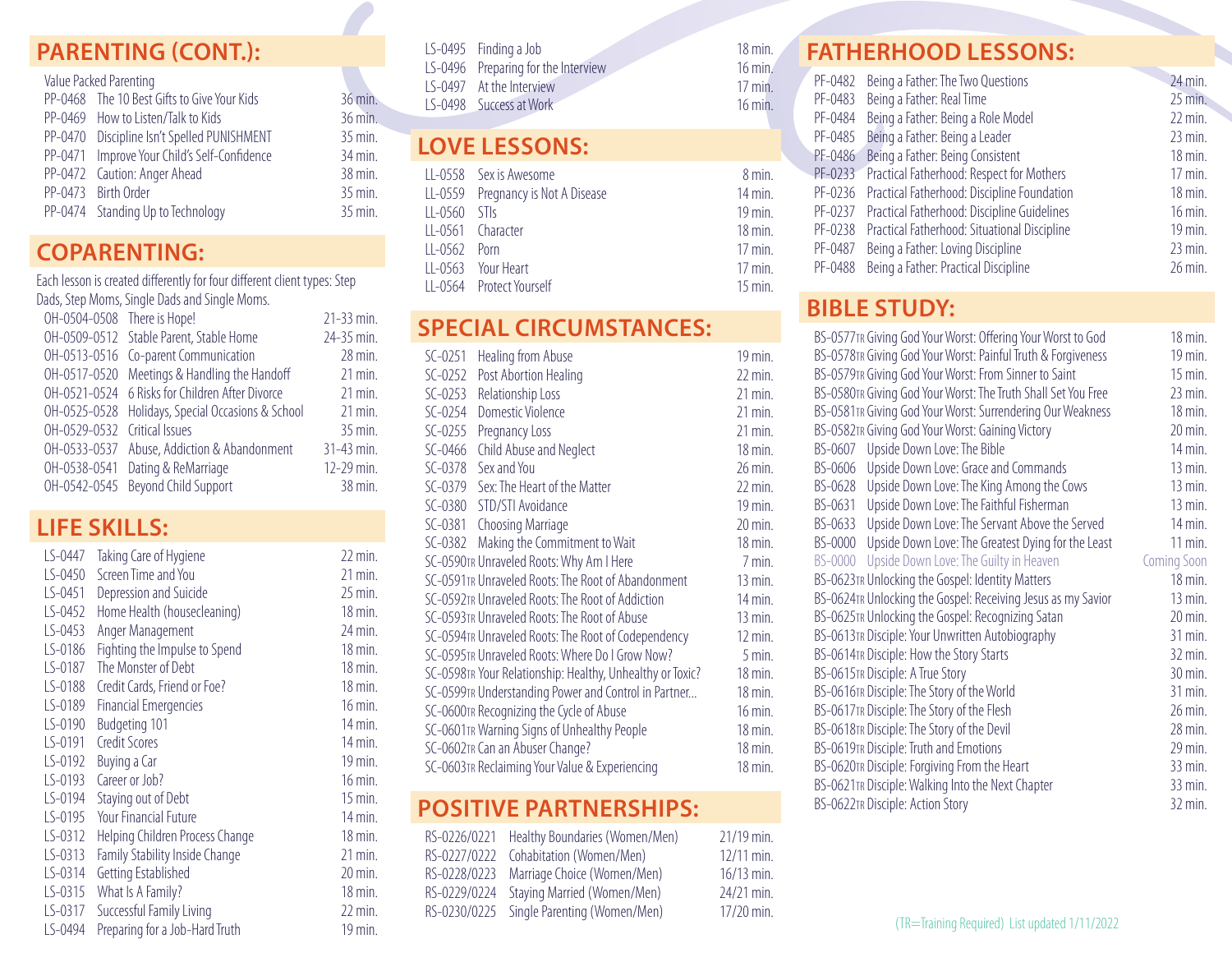## PARENTING (CONT.):

Value Packed Parenting

| | | |
|---|---|---|
| PP-0468 | The 10 Best Gifts to Give Your Kids | 36 min. |
| PP-0469 | How to Listen/Talk to Kids | 36 min. |
| PP-0470 | Discipline Isn't Spelled PUNISHMENT | 35 min. |
| PP-0471 | Improve Your Child's Self-Confidence | 34 min. |
| PP-0472 | Caution: Anger Ahead | 38 min. |
| PP-0473 | Birth Order | 35 min. |
| PP-0474 | Standing Up to Technology | 35 min. |

## COPARENTING:

Each lesson is created differently for four different client types: Step Dads, Step Moms, Single Dads and Single Moms.

| | | |
|---|---|---|
| OH-0504-0508 | There is Hope! | 21-33 min. |
| OH-0509-0512 | Stable Parent, Stable Home | 24-35 min. |
| OH-0513-0516 | Co-parent Communication | 28 min. |
| OH-0517-0520 | Meetings & Handling the Handoff | 21 min. |
| OH-0521-0524 | 6 Risks for Children After Divorce | 21 min. |
| OH-0525-0528 | Holidays, Special Occasions & School | 21 min. |
| OH-0529-0532 | Critical Issues | 35 min. |
| OH-0533-0537 | Abuse, Addiction & Abandonment | 31-43 min. |
| OH-0538-0541 | Dating & ReMarriage | 12-29 min. |
| OH-0542-0545 | Beyond Child Support | 38 min. |

## LIFE SKILLS:

| | | |
|---|---|---|
| LS-0447 | Taking Care of Hygiene | 22 min. |
| LS-0450 | Screen Time and You | 21 min. |
| LS-0451 | Depression and Suicide | 25 min. |
| LS-0452 | Home Health (housecleaning) | 18 min. |
| LS-0453 | Anger Management | 24 min. |
| LS-0186 | Fighting the Impulse to Spend | 18 min. |
| LS-0187 | The Monster of Debt | 18 min. |
| LS-0188 | Credit Cards, Friend or Foe? | 18 min. |
| LS-0189 | Financial Emergencies | 16 min. |
| LS-0190 | Budgeting 101 | 14 min. |
| LS-0191 | Credit Scores | 14 min. |
| LS-0192 | Buying a Car | 19 min. |
| LS-0193 | Career or Job? | 16 min. |
| LS-0194 | Staying out of Debt | 15 min. |
| LS-0195 | Your Financial Future | 14 min. |
| LS-0312 | Helping Children Process Change | 18 min. |
| LS-0313 | Family Stability Inside Change | 21 min. |
| LS-0314 | Getting Established | 20 min. |
| LS-0315 | What Is A Family? | 18 min. |
| LS-0317 | Successful Family Living | 22 min. |
| LS-0494 | Preparing for a Job-Hard Truth | 19 min. |
| LS-0495 | Finding a Job | 18 min. |
| LS-0496 | Preparing for the Interview | 16 min. |
| LS-0497 | At the Interview | 17 min. |
| LS-0498 | Success at Work | 16 min. |

## LOVE LESSONS:

| | | |
|---|---|---|
| LL-0558 | Sex is Awesome | 8 min. |
| LL-0559 | Pregnancy is Not A Disease | 14 min. |
| LL-0560 | STIs | 19 min. |
| LL-0561 | Character | 18 min. |
| LL-0562 | Porn | 17 min. |
| LL-0563 | Your Heart | 17 min. |
| LL-0564 | Protect Yourself | 15 min. |

## SPECIAL CIRCUMSTANCES:

| | | |
|---|---|---|
| SC-0251 | Healing from Abuse | 19 min. |
| SC-0252 | Post Abortion Healing | 22 min. |
| SC-0253 | Relationship Loss | 21 min. |
| SC-0254 | Domestic Violence | 21 min. |
| SC-0255 | Pregnancy Loss | 21 min. |
| SC-0466 | Child Abuse and Neglect | 18 min. |
| SC-0378 | Sex and You | 26 min. |
| SC-0379 | Sex: The Heart of the Matter | 22 min. |
| SC-0380 | STD/STI Avoidance | 19 min. |
| SC-0381 | Choosing Marriage | 20 min. |
| SC-0382 | Making the Commitment to Wait | 18 min. |
| SC-0590TR | Unraveled Roots: Why Am I Here | 7 min. |
| SC-0591TR | Unraveled Roots: The Root of Abandonment | 13 min. |
| SC-0592TR | Unraveled Roots: The Root of Addiction | 14 min. |
| SC-0593TR | Unraveled Roots: The Root of Abuse | 13 min. |
| SC-0594TR | Unraveled Roots: The Root of Codependency | 12 min. |
| SC-0595TR | Unraveled Roots: Where Do I Grow Now? | 5 min. |
| SC-0598TR | Your Relationship: Healthy, Unhealthy or Toxic? | 18 min. |
| SC-0599TR | Understanding Power and Control in Partner... | 18 min. |
| SC-0600TR | Recognizing the Cycle of Abuse | 16 min. |
| SC-0601TR | Warning Signs of Unhealthy People | 18 min. |
| SC-0602TR | Can an Abuser Change? | 18 min. |
| SC-0603TR | Reclaiming Your Value & Experiencing | 18 min. |

## POSITIVE PARTNERSHIPS:

| | | |
|---|---|---|
| RS-0226/0221 | Healthy Boundaries (Women/Men) | 21/19 min. |
| RS-0227/0222 | Cohabitation (Women/Men) | 12/11 min. |
| RS-0228/0223 | Marriage Choice (Women/Men) | 16/13 min. |
| RS-0229/0224 | Staying Married (Women/Men) | 24/21 min. |
| RS-0230/0225 | Single Parenting (Women/Men) | 17/20 min. |

## FATHERHOOD LESSONS:

| | | |
|---|---|---|
| PF-0482 | Being a Father: The Two Questions | 24 min. |
| PF-0483 | Being a Father: Real Time | 25 min. |
| PF-0484 | Being a Father: Being a Role Model | 22 min. |
| PF-0485 | Being a Father: Being a Leader | 23 min. |
| PF-0486 | Being a Father: Being Consistent | 18 min. |
| PF-0233 | Practical Fatherhood: Respect for Mothers | 17 min. |
| PF-0236 | Practical Fatherhood: Discipline Foundation | 18 min. |
| PF-0237 | Practical Fatherhood: Discipline Guidelines | 16 min. |
| PF-0238 | Practical Fatherhood: Situational Discipline | 19 min. |
| PF-0487 | Being a Father: Loving Discipline | 23 min. |
| PF-0488 | Being a Father: Practical Discipline | 26 min. |

## BIBLE STUDY:

| | | |
|---|---|---|
| BS-0577TR | Giving God Your Worst: Offering Your Worst to God | 18 min. |
| BS-0578TR | Giving God Your Worst: Painful Truth & Forgiveness | 19 min. |
| BS-0579TR | Giving God Your Worst: From Sinner to Saint | 15 min. |
| BS-0580TR | Giving God Your Worst: The Truth Shall Set You Free | 23 min. |
| BS-0581TR | Giving God Your Worst: Surrendering Our Weakness | 18 min. |
| BS-0582TR | Giving God Your Worst: Gaining Victory | 20 min. |
| BS-0607 | Upside Down Love: The Bible | 14 min. |
| BS-0606 | Upside Down Love: Grace and Commands | 13 min. |
| BS-0628 | Upside Down Love: The King Among the Cows | 13 min. |
| BS-0631 | Upside Down Love: The Faithful Fisherman | 13 min. |
| BS-0633 | Upside Down Love: The Servant Above the Served | 14 min. |
| BS-0000 | Upside Down Love: The Greatest Dying for the Least | 11 min. |
| BS-0000 | Upside Down Love: The Guilty in Heaven | Coming Soon |
| BS-0623TR | Unlocking the Gospel: Identity Matters | 18 min. |
| BS-0624TR | Unlocking the Gospel: Receiving Jesus as my Savior | 13 min. |
| BS-0625TR | Unlocking the Gospel: Recognizing Satan | 20 min. |
| BS-0613TR | Disciple: Your Unwritten Autobiography | 31 min. |
| BS-0614TR | Disciple: How the Story Starts | 32 min. |
| BS-0615TR | Disciple: A True Story | 30 min. |
| BS-0616TR | Disciple: The Story of the World | 31 min. |
| BS-0617TR | Disciple: The Story of the Flesh | 26 min. |
| BS-0618TR | Disciple: The Story of the Devil | 28 min. |
| BS-0619TR | Disciple: Truth and Emotions | 29 min. |
| BS-0620TR | Disciple: Forgiving From the Heart | 33 min. |
| BS-0621TR | Disciple: Walking Into the Next Chapter | 33 min. |
| BS-0622TR | Disciple: Action Story | 32 min. |

(TR=Training Required) List updated 1/11/2022